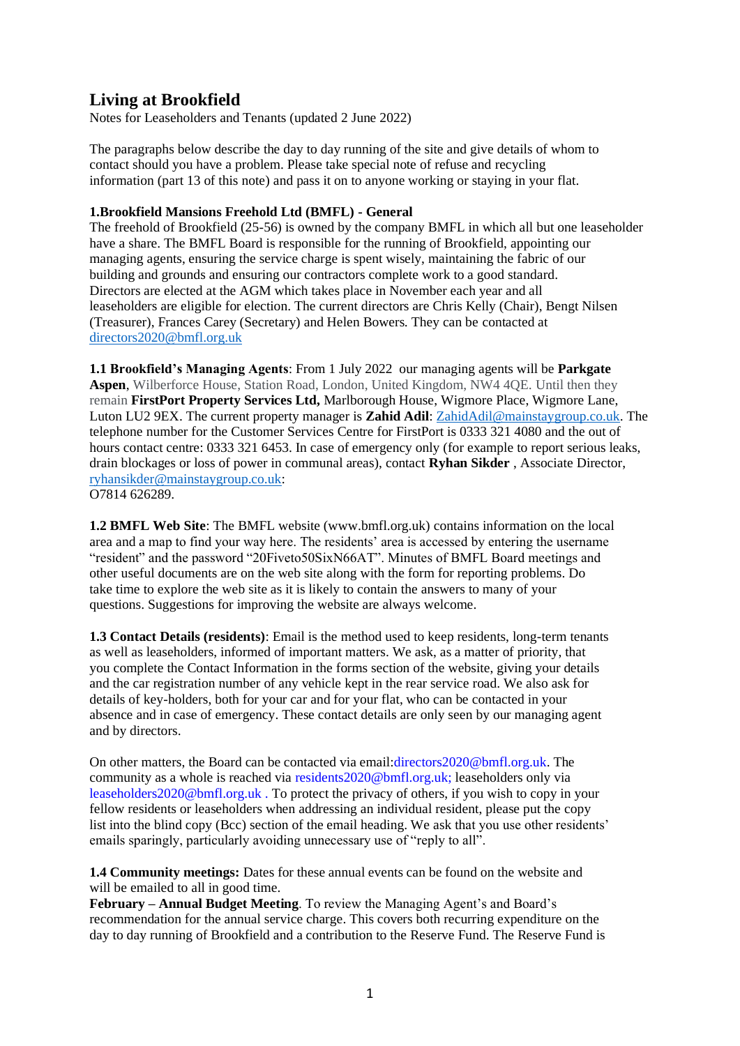# Living at Brookfield

Notes for Leaseholders and Tenants (updated 2 June 2022)

The paragraphs below describe the day to day running of the site and give details of whom to contact should you have a problem. Please take special note of refuse and recycling information (part 13 of this note) and pass it on to anyone working or staying in your flat.

**1.Brookfield Mansions Freehold Ltd (BMFL) - General**

The freehold of Brookfield (25-56) is owned by the company BMFL in which all but one leaseholder have a share. The BMFL Board is responsible for the running of Brookfield, appointing our managing agents, ensuring the service charge is spent wisely, maintaining the fabric of our building and grounds and ensuring our contractors complete work to a good standard. Directors are elected at the AGM which takes place in November each year and all leaseholders are eligible for election. The current directors are Chris Kelly (Chair), Bengt Nilsen (Treasurer), Frances Carey (Secretary) and Helen Bowers. They can be contacted at directors2020@bmfl.org.uk

**1.1 Brookfield's Managing Agents**: From 1 July 2022 our managing agents will be **Parkgate Aspen**, Wilberforce House, Station Road, London, United Kingdom, NW4 4QE. Until then they remain **FirstPort Property Services Ltd,** Marlborough House, Wigmore Place, Wigmore Lane, Luton LU2 9EX. The current property manager is **Zahid Adil**: ZahidAdil@mainstaygroup.co.uk. The telephone number for the Customer Services Centre for FirstPort is 0333 321 4080 and the out of hours contact centre: 0333 321 6453. In case of emergency only (for example to report serious leaks, drain blockages or loss of power in communal areas), contact **Ryhan Sikder** , Associate Director, ryhansikder@mainstaygroup.co.uk:
O7814 626289.

**1.2 BMFL Web Site**: The BMFL website (www.bmfl.org.uk) contains information on the local area and a map to find your way here. The residents' area is accessed by entering the username "resident" and the password "20Fiveto50SixN66AT". Minutes of BMFL Board meetings and other useful documents are on the web site along with the form for reporting problems. Do take time to explore the web site as it is likely to contain the answers to many of your questions. Suggestions for improving the website are always welcome.

**1.3 Contact Details (residents)**: Email is the method used to keep residents, long-term tenants as well as leaseholders, informed of important matters. We ask, as a matter of priority, that you complete the Contact Information in the forms section of the website, giving your details and the car registration number of any vehicle kept in the rear service road. We also ask for details of key-holders, both for your car and for your flat, who can be contacted in your absence and in case of emergency. These contact details are only seen by our managing agent and by directors.

On other matters, the Board can be contacted via email:directors2020@bmfl.org.uk. The community as a whole is reached via residents2020@bmfl.org.uk; leaseholders only via leaseholders2020@bmfl.org.uk . To protect the privacy of others, if you wish to copy in your fellow residents or leaseholders when addressing an individual resident, please put the copy list into the blind copy (Bcc) section of the email heading. We ask that you use other residents' emails sparingly, particularly avoiding unnecessary use of "reply to all".

**1.4 Community meetings:** Dates for these annual events can be found on the website and will be emailed to all in good time.

**February – Annual Budget Meeting**. To review the Managing Agent's and Board's recommendation for the annual service charge. This covers both recurring expenditure on the day to day running of Brookfield and a contribution to the Reserve Fund. The Reserve Fund is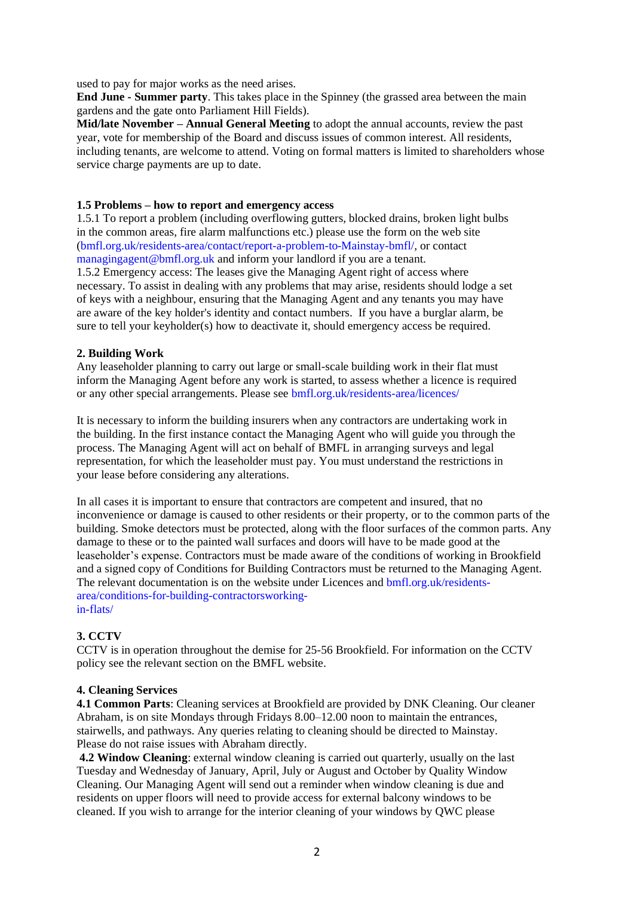used to pay for major works as the need arises.

**End June - Summer party**. This takes place in the Spinney (the grassed area between the main gardens and the gate onto Parliament Hill Fields).

**Mid/late November – Annual General Meeting** to adopt the annual accounts, review the past year, vote for membership of the Board and discuss issues of common interest. All residents, including tenants, are welcome to attend. Voting on formal matters is limited to shareholders whose service charge payments are up to date.

### 1.5 Problems – how to report and emergency access

1.5.1 To report a problem (including overflowing gutters, blocked drains, broken light bulbs in the common areas, fire alarm malfunctions etc.) please use the form on the web site (bmfl.org.uk/residents-area/contact/report-a-problem-to-Mainstay-bmfl/, or contact managingagent@bmfl.org.uk and inform your landlord if you are a tenant.

1.5.2 Emergency access: The leases give the Managing Agent right of access where necessary. To assist in dealing with any problems that may arise, residents should lodge a set of keys with a neighbour, ensuring that the Managing Agent and any tenants you may have are aware of the key holder's identity and contact numbers. If you have a burglar alarm, be sure to tell your keyholder(s) how to deactivate it, should emergency access be required.

## 2. Building Work

Any leaseholder planning to carry out large or small-scale building work in their flat must inform the Managing Agent before any work is started, to assess whether a licence is required or any other special arrangements. Please see bmfl.org.uk/residents-area/licences/

It is necessary to inform the building insurers when any contractors are undertaking work in the building. In the first instance contact the Managing Agent who will guide you through the process. The Managing Agent will act on behalf of BMFL in arranging surveys and legal representation, for which the leaseholder must pay. You must understand the restrictions in your lease before considering any alterations.

In all cases it is important to ensure that contractors are competent and insured, that no inconvenience or damage is caused to other residents or their property, or to the common parts of the building. Smoke detectors must be protected, along with the floor surfaces of the common parts. Any damage to these or to the painted wall surfaces and doors will have to be made good at the leaseholder's expense. Contractors must be made aware of the conditions of working in Brookfield and a signed copy of Conditions for Building Contractors must be returned to the Managing Agent. The relevant documentation is on the website under Licences and bmfl.org.uk/residents-area/conditions-for-building-contractorsworking-in-flats/

## 3. CCTV

CCTV is in operation throughout the demise for 25-56 Brookfield. For information on the CCTV policy see the relevant section on the BMFL website.

## 4. Cleaning Services

**4.1 Common Parts**: Cleaning services at Brookfield are provided by DNK Cleaning. Our cleaner Abraham, is on site Mondays through Fridays 8.00–12.00 noon to maintain the entrances, stairwells, and pathways. Any queries relating to cleaning should be directed to Mainstay. Please do not raise issues with Abraham directly.

**4.2 Window Cleaning**: external window cleaning is carried out quarterly, usually on the last Tuesday and Wednesday of January, April, July or August and October by Quality Window Cleaning. Our Managing Agent will send out a reminder when window cleaning is due and residents on upper floors will need to provide access for external balcony windows to be cleaned. If you wish to arrange for the interior cleaning of your windows by QWC please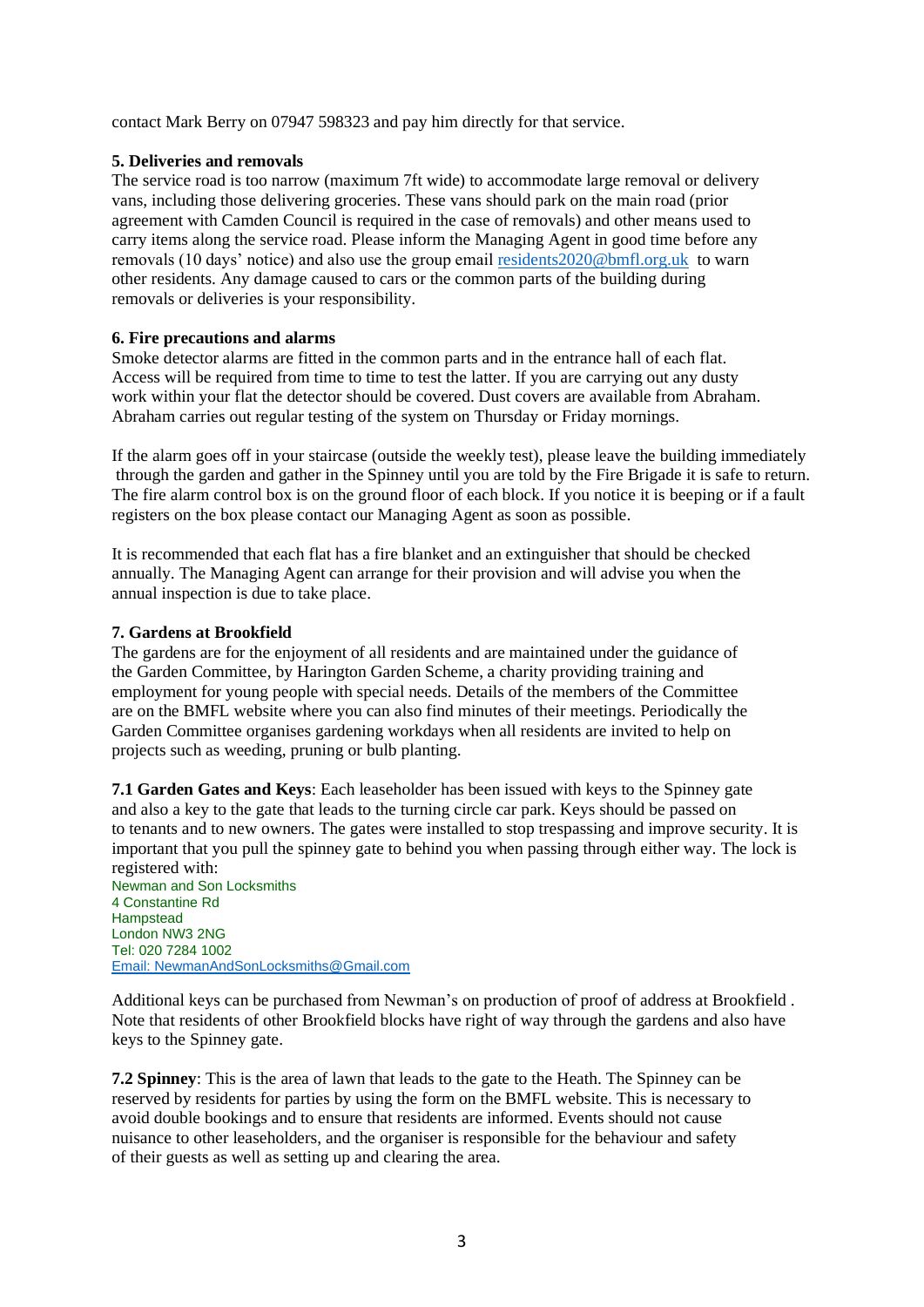contact Mark Berry on 07947 598323 and pay him directly for that service.

**5. Deliveries and removals**

The service road is too narrow (maximum 7ft wide) to accommodate large removal or delivery vans, including those delivering groceries. These vans should park on the main road (prior agreement with Camden Council is required in the case of removals) and other means used to carry items along the service road. Please inform the Managing Agent in good time before any removals (10 days' notice) and also use the group email residents2020@bmfl.org.uk to warn other residents. Any damage caused to cars or the common parts of the building during removals or deliveries is your responsibility.

**6. Fire precautions and alarms**

Smoke detector alarms are fitted in the common parts and in the entrance hall of each flat. Access will be required from time to time to test the latter. If you are carrying out any dusty work within your flat the detector should be covered. Dust covers are available from Abraham. Abraham carries out regular testing of the system on Thursday or Friday mornings.

If the alarm goes off in your staircase (outside the weekly test), please leave the building immediately through the garden and gather in the Spinney until you are told by the Fire Brigade it is safe to return. The fire alarm control box is on the ground floor of each block. If you notice it is beeping or if a fault registers on the box please contact our Managing Agent as soon as possible.

It is recommended that each flat has a fire blanket and an extinguisher that should be checked annually. The Managing Agent can arrange for their provision and will advise you when the annual inspection is due to take place.

**7. Gardens at Brookfield**

The gardens are for the enjoyment of all residents and are maintained under the guidance of the Garden Committee, by Harington Garden Scheme, a charity providing training and employment for young people with special needs. Details of the members of the Committee are on the BMFL website where you can also find minutes of their meetings. Periodically the Garden Committee organises gardening workdays when all residents are invited to help on projects such as weeding, pruning or bulb planting.

**7.1 Garden Gates and Keys**: Each leaseholder has been issued with keys to the Spinney gate and also a key to the gate that leads to the turning circle car park. Keys should be passed on to tenants and to new owners. The gates were installed to stop trespassing and improve security. It is important that you pull the spinney gate to behind you when passing through either way. The lock is registered with:

Newman and Son Locksmiths
4 Constantine Rd
Hampstead
London NW3 2NG
Tel: 020 7284 1002
Email: NewmanAndSonLocksmiths@Gmail.com

Additional keys can be purchased from Newman's on production of proof of address at Brookfield . Note that residents of other Brookfield blocks have right of way through the gardens and also have keys to the Spinney gate.

**7.2 Spinney**: This is the area of lawn that leads to the gate to the Heath. The Spinney can be reserved by residents for parties by using the form on the BMFL website. This is necessary to avoid double bookings and to ensure that residents are informed. Events should not cause nuisance to other leaseholders, and the organiser is responsible for the behaviour and safety of their guests as well as setting up and clearing the area.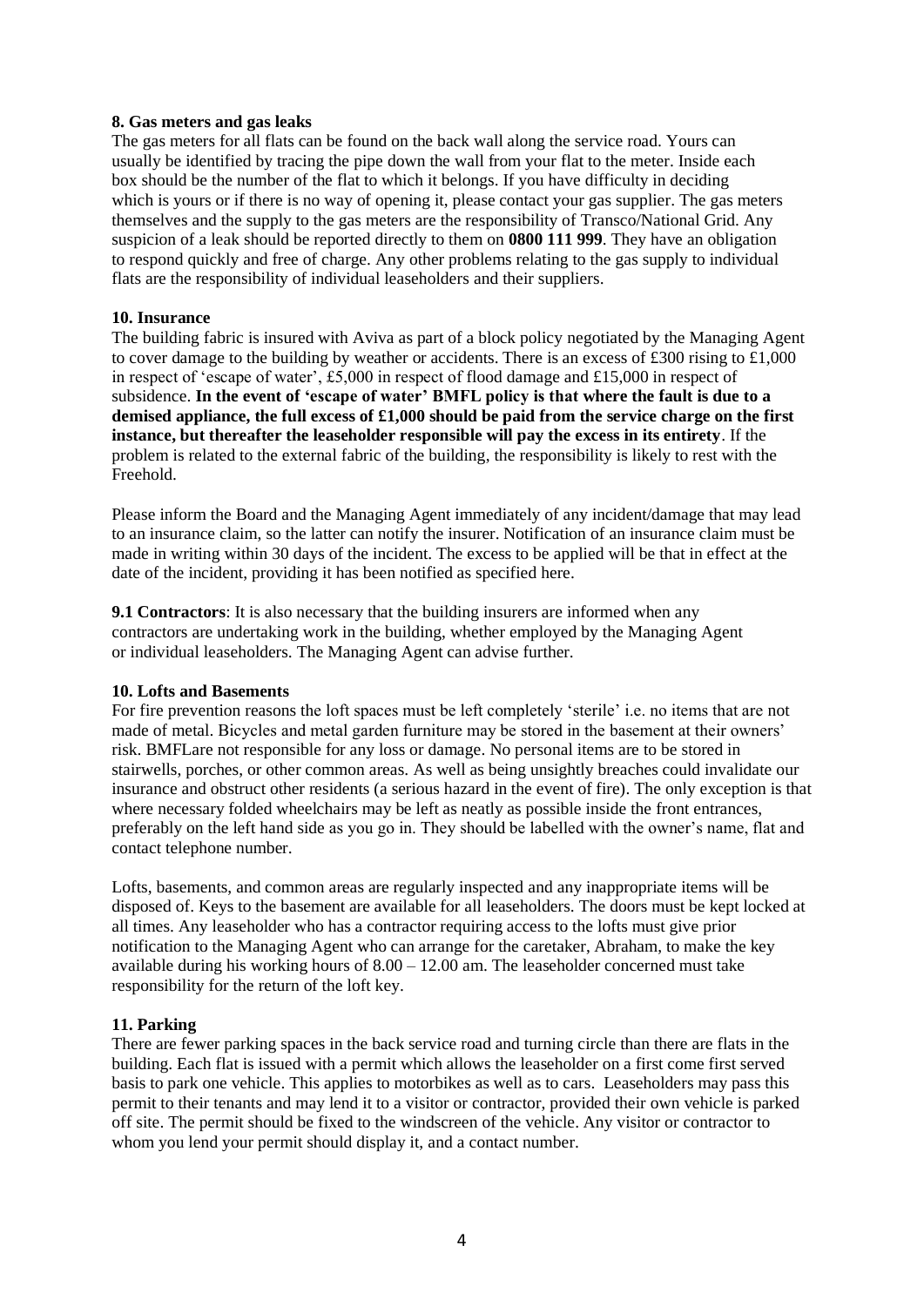**8. Gas meters and gas leaks**

The gas meters for all flats can be found on the back wall along the service road. Yours can usually be identified by tracing the pipe down the wall from your flat to the meter. Inside each box should be the number of the flat to which it belongs. If you have difficulty in deciding which is yours or if there is no way of opening it, please contact your gas supplier. The gas meters themselves and the supply to the gas meters are the responsibility of Transco/National Grid. Any suspicion of a leak should be reported directly to them on **0800 111 999**. They have an obligation to respond quickly and free of charge. Any other problems relating to the gas supply to individual flats are the responsibility of individual leaseholders and their suppliers.

**10. Insurance**

The building fabric is insured with Aviva as part of a block policy negotiated by the Managing Agent to cover damage to the building by weather or accidents. There is an excess of £300 rising to £1,000 in respect of 'escape of water', £5,000 in respect of flood damage and £15,000 in respect of subsidence. **In the event of 'escape of water' BMFL policy is that where the fault is due to a demised appliance, the full excess of £1,000 should be paid from the service charge on the first instance, but thereafter the leaseholder responsible will pay the excess in its entirety**. If the problem is related to the external fabric of the building, the responsibility is likely to rest with the Freehold.

Please inform the Board and the Managing Agent immediately of any incident/damage that may lead to an insurance claim, so the latter can notify the insurer. Notification of an insurance claim must be made in writing within 30 days of the incident. The excess to be applied will be that in effect at the date of the incident, providing it has been notified as specified here.

**9.1 Contractors**: It is also necessary that the building insurers are informed when any contractors are undertaking work in the building, whether employed by the Managing Agent or individual leaseholders. The Managing Agent can advise further.

**10. Lofts and Basements**

For fire prevention reasons the loft spaces must be left completely 'sterile' i.e. no items that are not made of metal. Bicycles and metal garden furniture may be stored in the basement at their owners' risk. BMFLare not responsible for any loss or damage. No personal items are to be stored in stairwells, porches, or other common areas. As well as being unsightly breaches could invalidate our insurance and obstruct other residents (a serious hazard in the event of fire). The only exception is that where necessary folded wheelchairs may be left as neatly as possible inside the front entrances, preferably on the left hand side as you go in. They should be labelled with the owner's name, flat and contact telephone number.

Lofts, basements, and common areas are regularly inspected and any inappropriate items will be disposed of. Keys to the basement are available for all leaseholders. The doors must be kept locked at all times. Any leaseholder who has a contractor requiring access to the lofts must give prior notification to the Managing Agent who can arrange for the caretaker, Abraham, to make the key available during his working hours of 8.00 – 12.00 am. The leaseholder concerned must take responsibility for the return of the loft key.

**11. Parking**

There are fewer parking spaces in the back service road and turning circle than there are flats in the building. Each flat is issued with a permit which allows the leaseholder on a first come first served basis to park one vehicle. This applies to motorbikes as well as to cars. Leaseholders may pass this permit to their tenants and may lend it to a visitor or contractor, provided their own vehicle is parked off site. The permit should be fixed to the windscreen of the vehicle. Any visitor or contractor to whom you lend your permit should display it, and a contact number.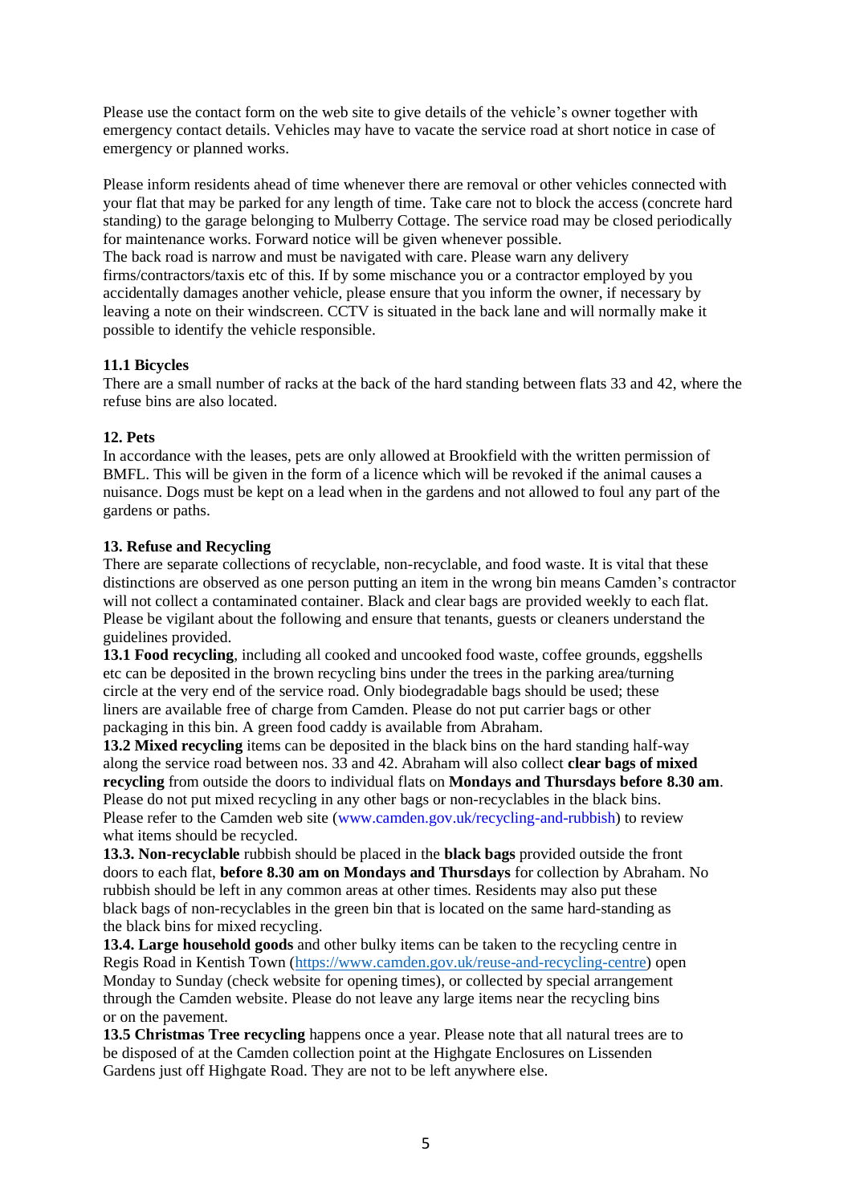Please use the contact form on the web site to give details of the vehicle's owner together with emergency contact details. Vehicles may have to vacate the service road at short notice in case of emergency or planned works.

Please inform residents ahead of time whenever there are removal or other vehicles connected with your flat that may be parked for any length of time. Take care not to block the access (concrete hard standing) to the garage belonging to Mulberry Cottage. The service road may be closed periodically for maintenance works. Forward notice will be given whenever possible.
The back road is narrow and must be navigated with care. Please warn any delivery firms/contractors/taxis etc of this. If by some mischance you or a contractor employed by you accidentally damages another vehicle, please ensure that you inform the owner, if necessary by leaving a note on their windscreen. CCTV is situated in the back lane and will normally make it possible to identify the vehicle responsible.

**11.1 Bicycles**
There are a small number of racks at the back of the hard standing between flats 33 and 42, where the refuse bins are also located.

**12. Pets**
In accordance with the leases, pets are only allowed at Brookfield with the written permission of BMFL. This will be given in the form of a licence which will be revoked if the animal causes a nuisance. Dogs must be kept on a lead when in the gardens and not allowed to foul any part of the gardens or paths.

**13. Refuse and Recycling**
There are separate collections of recyclable, non-recyclable, and food waste. It is vital that these distinctions are observed as one person putting an item in the wrong bin means Camden's contractor will not collect a contaminated container. Black and clear bags are provided weekly to each flat. Please be vigilant about the following and ensure that tenants, guests or cleaners understand the guidelines provided.
**13.1 Food recycling**, including all cooked and uncooked food waste, coffee grounds, eggshells etc can be deposited in the brown recycling bins under the trees in the parking area/turning circle at the very end of the service road. Only biodegradable bags should be used; these liners are available free of charge from Camden. Please do not put carrier bags or other packaging in this bin. A green food caddy is available from Abraham.
**13.2 Mixed recycling** items can be deposited in the black bins on the hard standing half-way along the service road between nos. 33 and 42. Abraham will also collect **clear bags of mixed recycling** from outside the doors to individual flats on **Mondays and Thursdays before 8.30 am**. Please do not put mixed recycling in any other bags or non-recyclables in the black bins. Please refer to the Camden web site (www.camden.gov.uk/recycling-and-rubbish) to review what items should be recycled.
**13.3. Non-recyclable** rubbish should be placed in the **black bags** provided outside the front doors to each flat, **before 8.30 am on Mondays and Thursdays** for collection by Abraham. No rubbish should be left in any common areas at other times. Residents may also put these black bags of non-recyclables in the green bin that is located on the same hard-standing as the black bins for mixed recycling.
**13.4. Large household goods** and other bulky items can be taken to the recycling centre in Regis Road in Kentish Town (https://www.camden.gov.uk/reuse-and-recycling-centre) open Monday to Sunday (check website for opening times), or collected by special arrangement through the Camden website. Please do not leave any large items near the recycling bins or on the pavement.
**13.5 Christmas Tree recycling** happens once a year. Please note that all natural trees are to be disposed of at the Camden collection point at the Highgate Enclosures on Lissenden Gardens just off Highgate Road. They are not to be left anywhere else.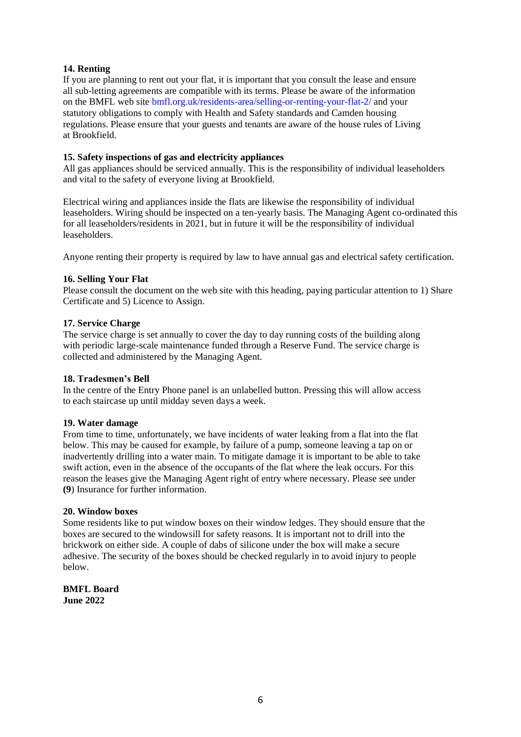**14. Renting**

If you are planning to rent out your flat, it is important that you consult the lease and ensure all sub-letting agreements are compatible with its terms. Please be aware of the information on the BMFL web site bmfl.org.uk/residents-area/selling-or-renting-your-flat-2/ and your statutory obligations to comply with Health and Safety standards and Camden housing regulations. Please ensure that your guests and tenants are aware of the house rules of Living at Brookfield.

**15. Safety inspections of gas and electricity appliances**

All gas appliances should be serviced annually. This is the responsibility of individual leaseholders and vital to the safety of everyone living at Brookfield.

Electrical wiring and appliances inside the flats are likewise the responsibility of individual leaseholders. Wiring should be inspected on a ten-yearly basis. The Managing Agent co-ordinated this for all leaseholders/residents in 2021, but in future it will be the responsibility of individual leaseholders.

Anyone renting their property is required by law to have annual gas and electrical safety certification.

**16. Selling Your Flat**

Please consult the document on the web site with this heading, paying particular attention to 1) Share Certificate and 5) Licence to Assign.

**17. Service Charge**

The service charge is set annually to cover the day to day running costs of the building along with periodic large-scale maintenance funded through a Reserve Fund. The service charge is collected and administered by the Managing Agent.

**18. Tradesmen's Bell**

In the centre of the Entry Phone panel is an unlabelled button. Pressing this will allow access to each staircase up until midday seven days a week.

**19. Water damage**

From time to time, unfortunately, we have incidents of water leaking from a flat into the flat below. This may be caused for example, by failure of a pump, someone leaving a tap on or inadvertently drilling into a water main. To mitigate damage it is important to be able to take swift action, even in the absence of the occupants of the flat where the leak occurs. For this reason the leases give the Managing Agent right of entry where necessary. Please see under **(9**) Insurance for further information.

**20. Window boxes**

Some residents like to put window boxes on their window ledges. They should ensure that the boxes are secured to the windowsill for safety reasons. It is important not to drill into the brickwork on either side. A couple of dabs of silicone under the box will make a secure adhesive. The security of the boxes should be checked regularly in to avoid injury to people below.

**BMFL Board**
**June 2022**